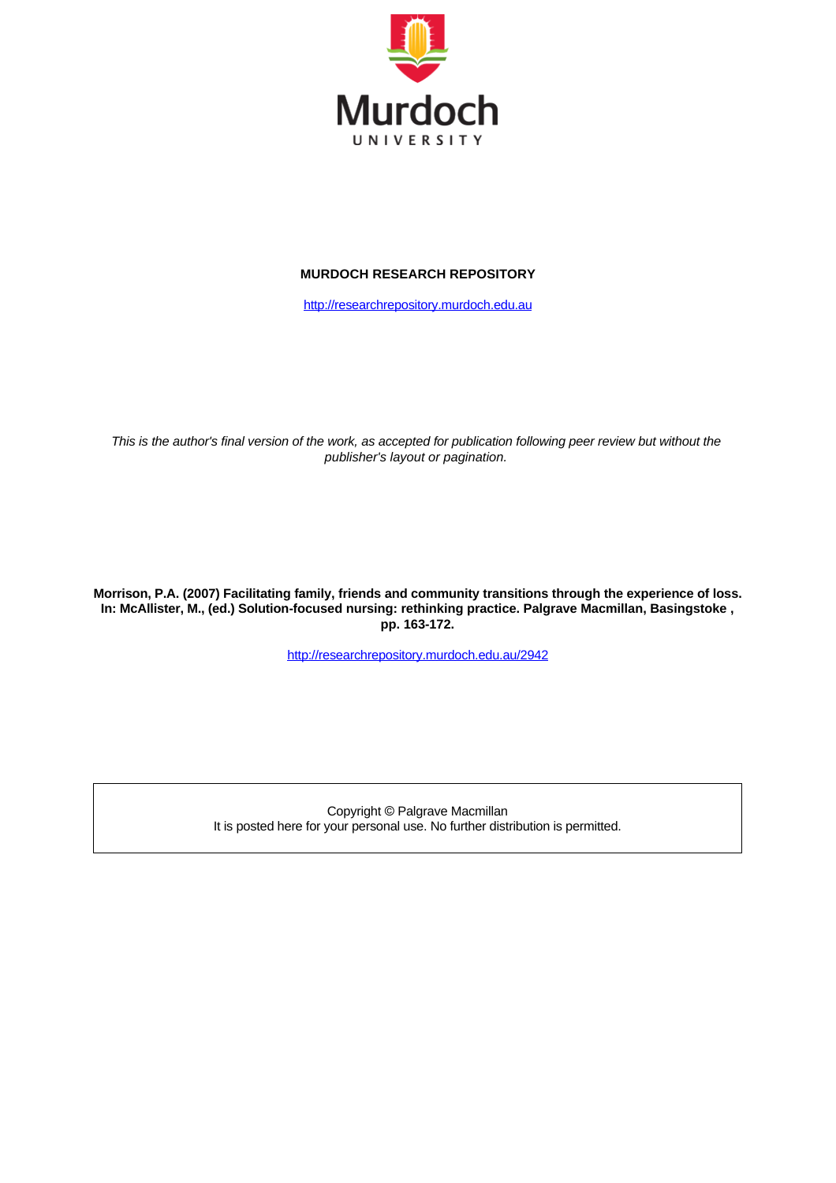Murdoch UNIVERSITY

**MURDOCH RESEARCH REPOSITORY**

http://researchrepository.murdoch.edu.au

*This is the author's final version of the work, as accepted for publication following peer review but without the publisher's layout or pagination.*

**Morrison, P.A. (2007) Facilitating family, friends and community transitions through the experience of loss. In: McAllister, M., (ed.) Solution-focused nursing: rethinking practice. Palgrave Macmillan, Basingstoke , pp. 163-172.**

http://researchrepository.murdoch.edu.au/2942

Copyright © Palgrave Macmillan
It is posted here for your personal use. No further distribution is permitted.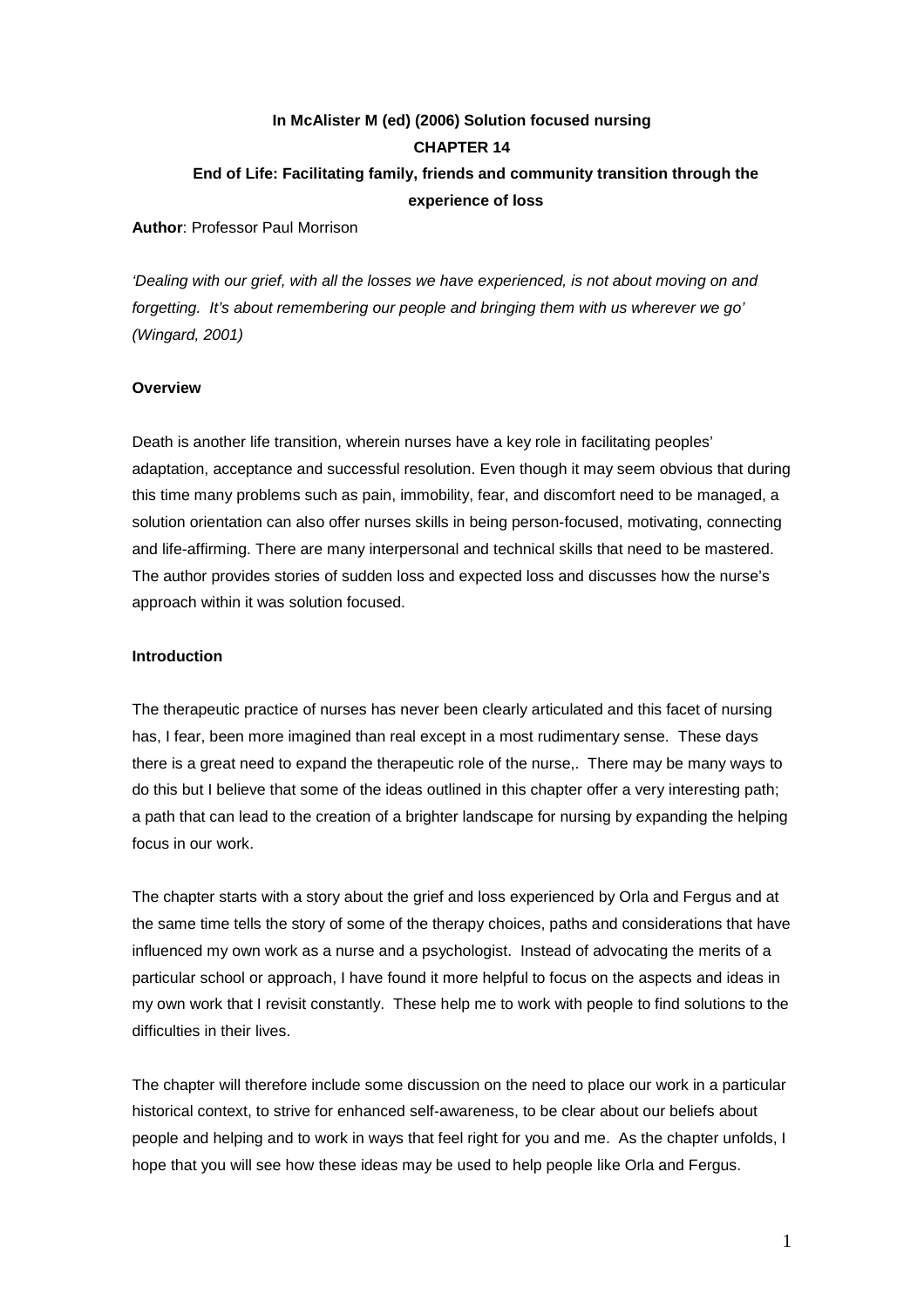**In McAlister M (ed) (2006) Solution focused nursing**

**CHAPTER 14**

**End of Life: Facilitating family, friends and community transition through the experience of loss**

**Author**: Professor Paul Morrison

*'Dealing with our grief, with all the losses we have experienced, is not about moving on and forgetting. It's about remembering our people and bringing them with us wherever we go' (Wingard, 2001)*

**Overview**

Death is another life transition, wherein nurses have a key role in facilitating peoples' adaptation, acceptance and successful resolution. Even though it may seem obvious that during this time many problems such as pain, immobility, fear, and discomfort need to be managed, a solution orientation can also offer nurses skills in being person-focused, motivating, connecting and life-affirming. There are many interpersonal and technical skills that need to be mastered. The author provides stories of sudden loss and expected loss and discusses how the nurse's approach within it was solution focused.

**Introduction**

The therapeutic practice of nurses has never been clearly articulated and this facet of nursing has, I fear, been more imagined than real except in a most rudimentary sense. These days there is a great need to expand the therapeutic role of the nurse,. There may be many ways to do this but I believe that some of the ideas outlined in this chapter offer a very interesting path; a path that can lead to the creation of a brighter landscape for nursing by expanding the helping focus in our work.

The chapter starts with a story about the grief and loss experienced by Orla and Fergus and at the same time tells the story of some of the therapy choices, paths and considerations that have influenced my own work as a nurse and a psychologist. Instead of advocating the merits of a particular school or approach, I have found it more helpful to focus on the aspects and ideas in my own work that I revisit constantly. These help me to work with people to find solutions to the difficulties in their lives.

The chapter will therefore include some discussion on the need to place our work in a particular historical context, to strive for enhanced self-awareness, to be clear about our beliefs about people and helping and to work in ways that feel right for you and me. As the chapter unfolds, I hope that you will see how these ideas may be used to help people like Orla and Fergus.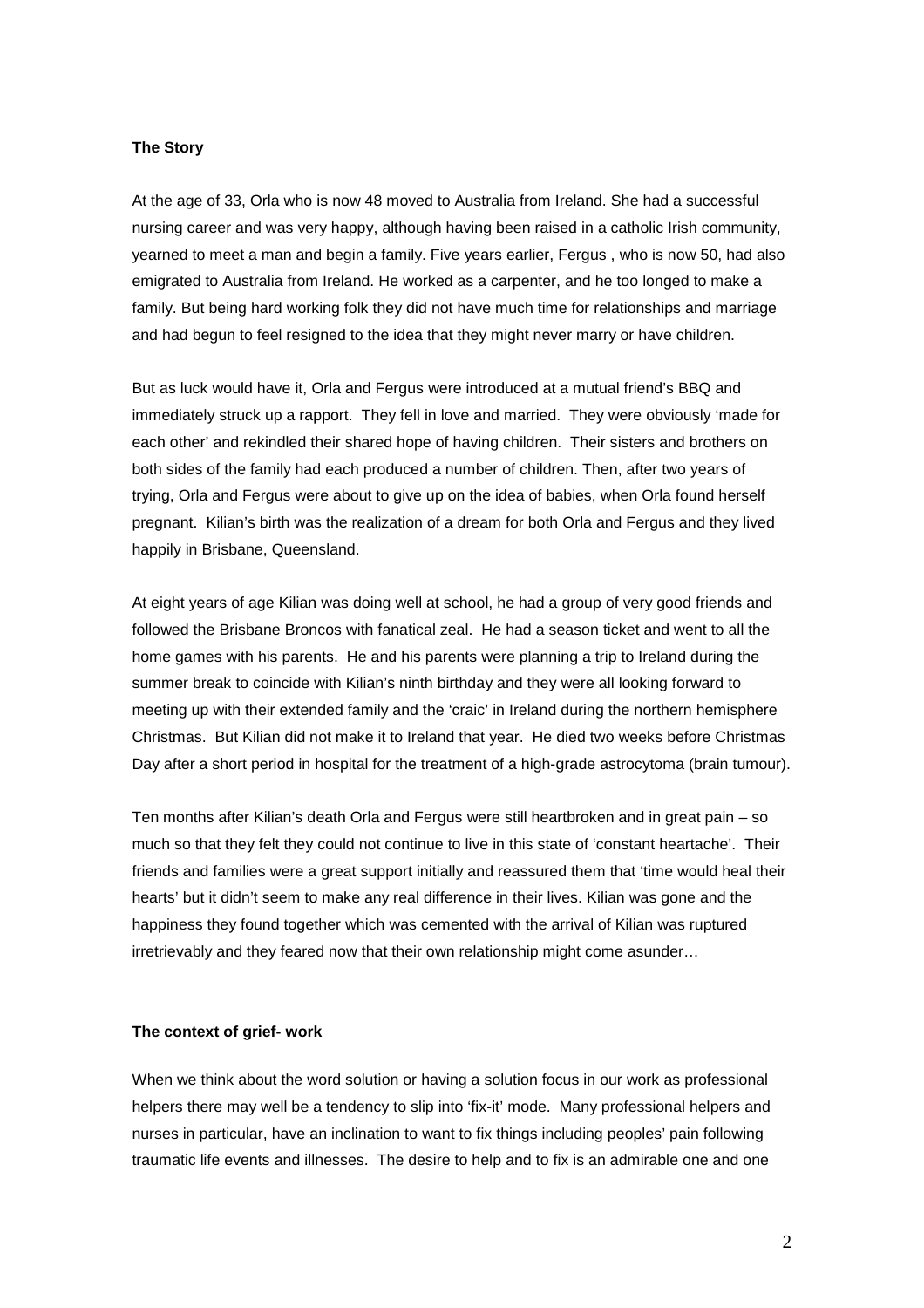**The Story**

At the age of 33, Orla who is now 48 moved to Australia from Ireland. She had a successful nursing career and was very happy, although having been raised in a catholic Irish community, yearned to meet a man and begin a family. Five years earlier, Fergus , who is now 50, had also emigrated to Australia from Ireland. He worked as a carpenter, and he too longed to make a family. But being hard working folk they did not have much time for relationships and marriage and had begun to feel resigned to the idea that they might never marry or have children.

But as luck would have it, Orla and Fergus were introduced at a mutual friend's BBQ and immediately struck up a rapport. They fell in love and married. They were obviously 'made for each other' and rekindled their shared hope of having children. Their sisters and brothers on both sides of the family had each produced a number of children. Then, after two years of trying, Orla and Fergus were about to give up on the idea of babies, when Orla found herself pregnant. Kilian's birth was the realization of a dream for both Orla and Fergus and they lived happily in Brisbane, Queensland.

At eight years of age Kilian was doing well at school, he had a group of very good friends and followed the Brisbane Broncos with fanatical zeal. He had a season ticket and went to all the home games with his parents. He and his parents were planning a trip to Ireland during the summer break to coincide with Kilian's ninth birthday and they were all looking forward to meeting up with their extended family and the 'craic' in Ireland during the northern hemisphere Christmas. But Kilian did not make it to Ireland that year. He died two weeks before Christmas Day after a short period in hospital for the treatment of a high-grade astrocytoma (brain tumour).

Ten months after Kilian's death Orla and Fergus were still heartbroken and in great pain – so much so that they felt they could not continue to live in this state of 'constant heartache'. Their friends and families were a great support initially and reassured them that 'time would heal their hearts' but it didn't seem to make any real difference in their lives. Kilian was gone and the happiness they found together which was cemented with the arrival of Kilian was ruptured irretrievably and they feared now that their own relationship might come asunder…

**The context of grief- work**

When we think about the word solution or having a solution focus in our work as professional helpers there may well be a tendency to slip into 'fix-it' mode. Many professional helpers and nurses in particular, have an inclination to want to fix things including peoples' pain following traumatic life events and illnesses. The desire to help and to fix is an admirable one and one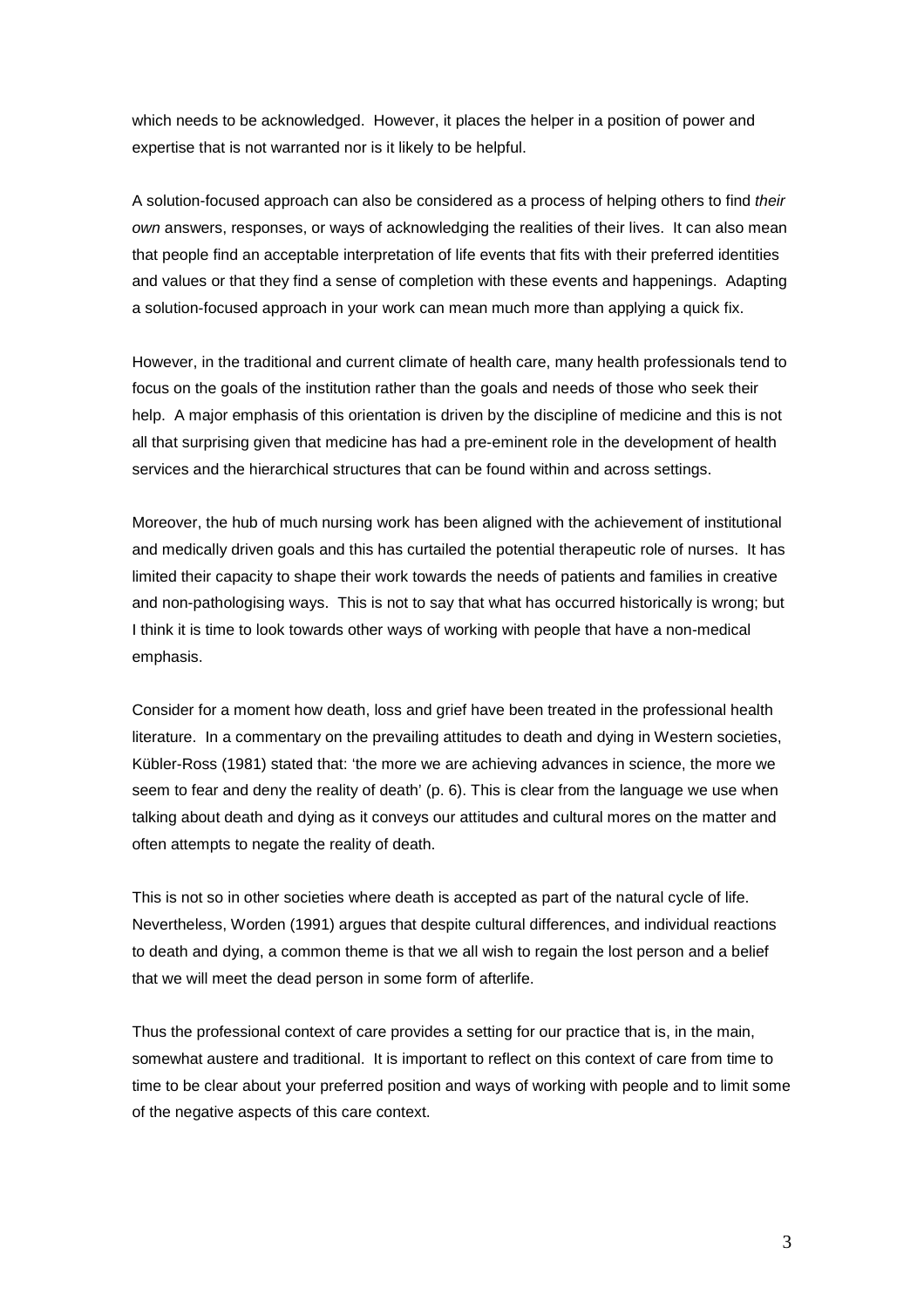which needs to be acknowledged. However, it places the helper in a position of power and expertise that is not warranted nor is it likely to be helpful.

A solution-focused approach can also be considered as a process of helping others to find *their own* answers, responses, or ways of acknowledging the realities of their lives. It can also mean that people find an acceptable interpretation of life events that fits with their preferred identities and values or that they find a sense of completion with these events and happenings. Adapting a solution-focused approach in your work can mean much more than applying a quick fix.

However, in the traditional and current climate of health care, many health professionals tend to focus on the goals of the institution rather than the goals and needs of those who seek their help. A major emphasis of this orientation is driven by the discipline of medicine and this is not all that surprising given that medicine has had a pre-eminent role in the development of health services and the hierarchical structures that can be found within and across settings.

Moreover, the hub of much nursing work has been aligned with the achievement of institutional and medically driven goals and this has curtailed the potential therapeutic role of nurses. It has limited their capacity to shape their work towards the needs of patients and families in creative and non-pathologising ways. This is not to say that what has occurred historically is wrong; but I think it is time to look towards other ways of working with people that have a non-medical emphasis.

Consider for a moment how death, loss and grief have been treated in the professional health literature. In a commentary on the prevailing attitudes to death and dying in Western societies, Kübler-Ross (1981) stated that: 'the more we are achieving advances in science, the more we seem to fear and deny the reality of death' (p. 6). This is clear from the language we use when talking about death and dying as it conveys our attitudes and cultural mores on the matter and often attempts to negate the reality of death.

This is not so in other societies where death is accepted as part of the natural cycle of life. Nevertheless, Worden (1991) argues that despite cultural differences, and individual reactions to death and dying, a common theme is that we all wish to regain the lost person and a belief that we will meet the dead person in some form of afterlife.

Thus the professional context of care provides a setting for our practice that is, in the main, somewhat austere and traditional. It is important to reflect on this context of care from time to time to be clear about your preferred position and ways of working with people and to limit some of the negative aspects of this care context.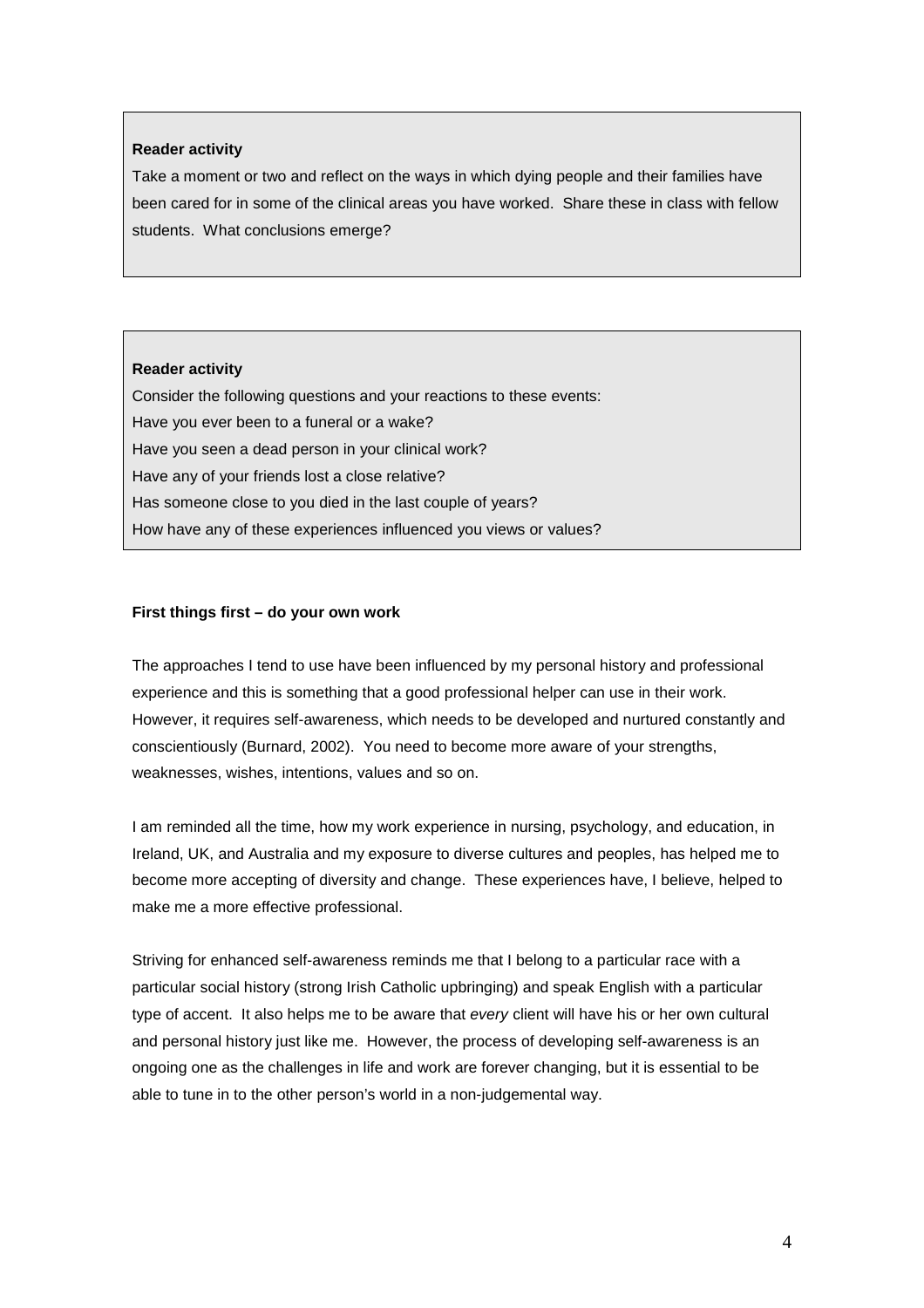**Reader activity**

Take a moment or two and reflect on the ways in which dying people and their families have been cared for in some of the clinical areas you have worked. Share these in class with fellow students. What conclusions emerge?

**Reader activity**

Consider the following questions and your reactions to these events:

Have you ever been to a funeral or a wake?

Have you seen a dead person in your clinical work?

Have any of your friends lost a close relative?

Has someone close to you died in the last couple of years?

How have any of these experiences influenced you views or values?

**First things first – do your own work**

The approaches I tend to use have been influenced by my personal history and professional experience and this is something that a good professional helper can use in their work. However, it requires self-awareness, which needs to be developed and nurtured constantly and conscientiously (Burnard, 2002). You need to become more aware of your strengths, weaknesses, wishes, intentions, values and so on.

I am reminded all the time, how my work experience in nursing, psychology, and education, in Ireland, UK, and Australia and my exposure to diverse cultures and peoples, has helped me to become more accepting of diversity and change. These experiences have, I believe, helped to make me a more effective professional.

Striving for enhanced self-awareness reminds me that I belong to a particular race with a particular social history (strong Irish Catholic upbringing) and speak English with a particular type of accent. It also helps me to be aware that *every* client will have his or her own cultural and personal history just like me. However, the process of developing self-awareness is an ongoing one as the challenges in life and work are forever changing, but it is essential to be able to tune in to the other person's world in a non-judgemental way.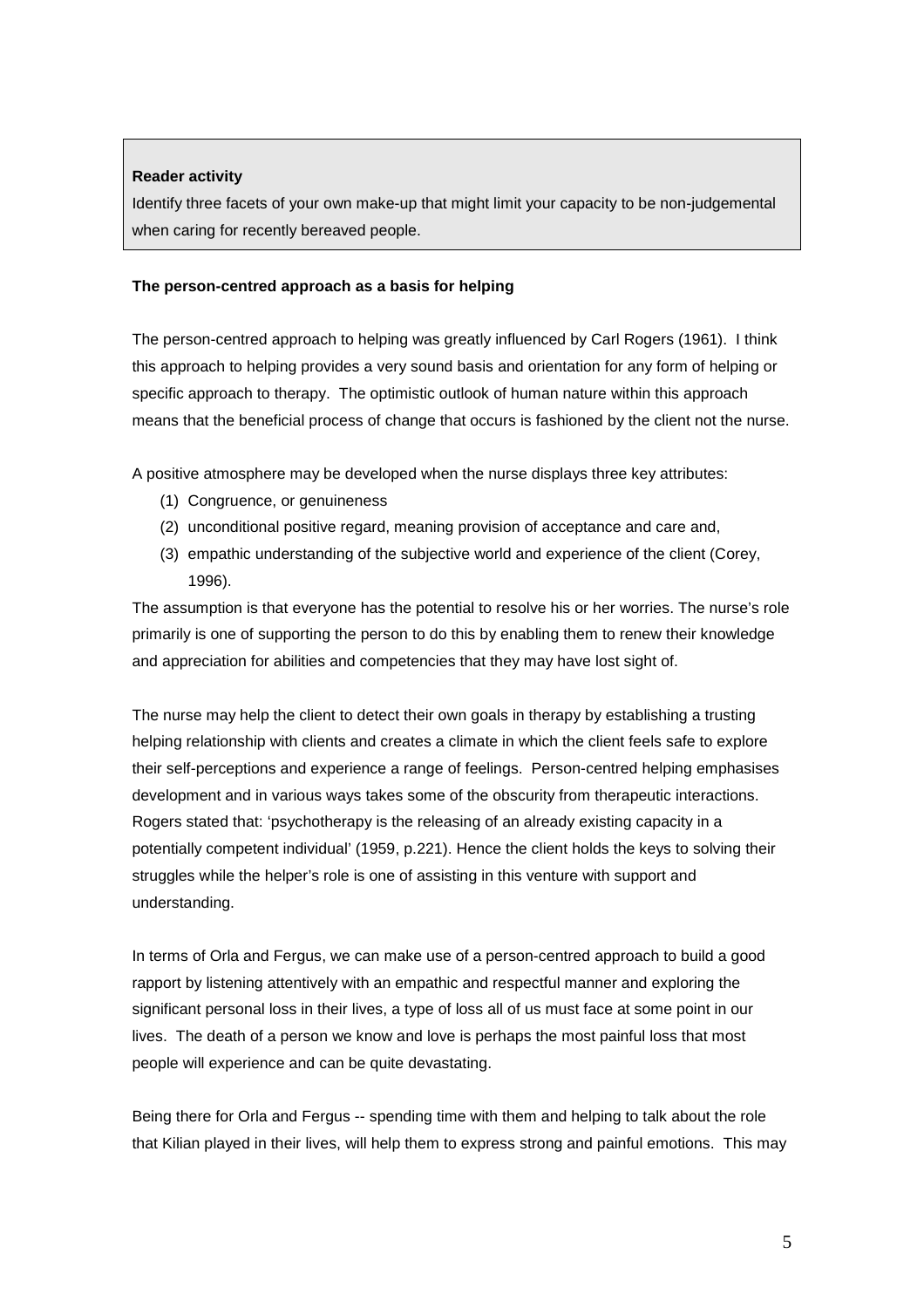> **Reader activity**
>
> Identify three facets of your own make-up that might limit your capacity to be non-judgemental when caring for recently bereaved people.

**The person-centred approach as a basis for helping**

The person-centred approach to helping was greatly influenced by Carl Rogers (1961). I think this approach to helping provides a very sound basis and orientation for any form of helping or specific approach to therapy. The optimistic outlook of human nature within this approach means that the beneficial process of change that occurs is fashioned by the client not the nurse.

A positive atmosphere may be developed when the nurse displays three key attributes:

(1) Congruence, or genuineness
(2) unconditional positive regard, meaning provision of acceptance and care and,
(3) empathic understanding of the subjective world and experience of the client (Corey, 1996).

The assumption is that everyone has the potential to resolve his or her worries. The nurse's role primarily is one of supporting the person to do this by enabling them to renew their knowledge and appreciation for abilities and competencies that they may have lost sight of.

The nurse may help the client to detect their own goals in therapy by establishing a trusting helping relationship with clients and creates a climate in which the client feels safe to explore their self-perceptions and experience a range of feelings. Person-centred helping emphasises development and in various ways takes some of the obscurity from therapeutic interactions. Rogers stated that: 'psychotherapy is the releasing of an already existing capacity in a potentially competent individual' (1959, p.221). Hence the client holds the keys to solving their struggles while the helper's role is one of assisting in this venture with support and understanding.

In terms of Orla and Fergus, we can make use of a person-centred approach to build a good rapport by listening attentively with an empathic and respectful manner and exploring the significant personal loss in their lives, a type of loss all of us must face at some point in our lives. The death of a person we know and love is perhaps the most painful loss that most people will experience and can be quite devastating.

Being there for Orla and Fergus -- spending time with them and helping to talk about the role that Kilian played in their lives, will help them to express strong and painful emotions. This may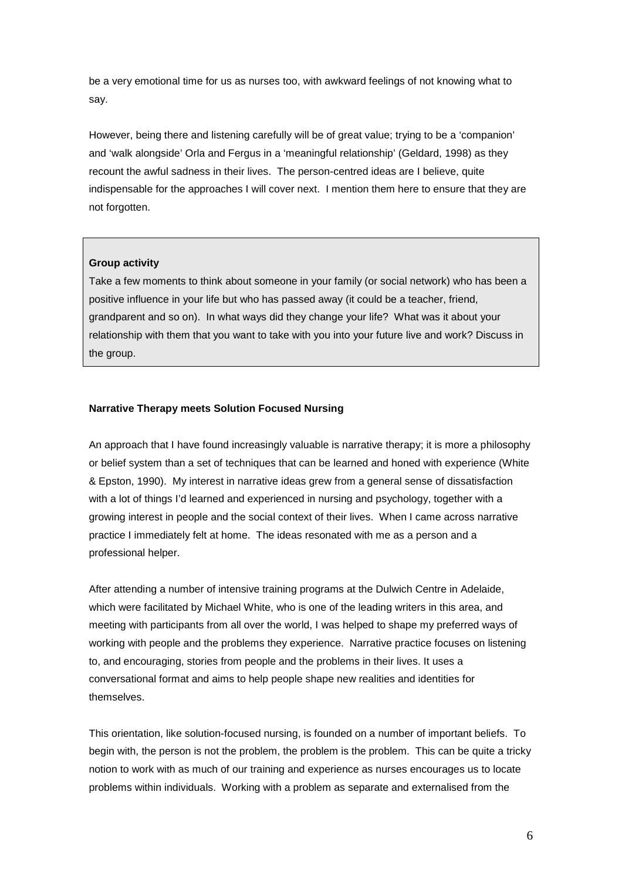be a very emotional time for us as nurses too, with awkward feelings of not knowing what to say.

However, being there and listening carefully will be of great value; trying to be a 'companion' and 'walk alongside' Orla and Fergus in a 'meaningful relationship' (Geldard, 1998) as they recount the awful sadness in their lives. The person-centred ideas are I believe, quite indispensable for the approaches I will cover next. I mention them here to ensure that they are not forgotten.

> **Group activity**
>
> Take a few moments to think about someone in your family (or social network) who has been a positive influence in your life but who has passed away (it could be a teacher, friend, grandparent and so on). In what ways did they change your life? What was it about your relationship with them that you want to take with you into your future live and work? Discuss in the group.

**Narrative Therapy meets Solution Focused Nursing**

An approach that I have found increasingly valuable is narrative therapy; it is more a philosophy or belief system than a set of techniques that can be learned and honed with experience (White & Epston, 1990). My interest in narrative ideas grew from a general sense of dissatisfaction with a lot of things I'd learned and experienced in nursing and psychology, together with a growing interest in people and the social context of their lives. When I came across narrative practice I immediately felt at home. The ideas resonated with me as a person and a professional helper.

After attending a number of intensive training programs at the Dulwich Centre in Adelaide, which were facilitated by Michael White, who is one of the leading writers in this area, and meeting with participants from all over the world, I was helped to shape my preferred ways of working with people and the problems they experience. Narrative practice focuses on listening to, and encouraging, stories from people and the problems in their lives. It uses a conversational format and aims to help people shape new realities and identities for themselves.

This orientation, like solution-focused nursing, is founded on a number of important beliefs. To begin with, the person is not the problem, the problem is the problem. This can be quite a tricky notion to work with as much of our training and experience as nurses encourages us to locate problems within individuals. Working with a problem as separate and externalised from the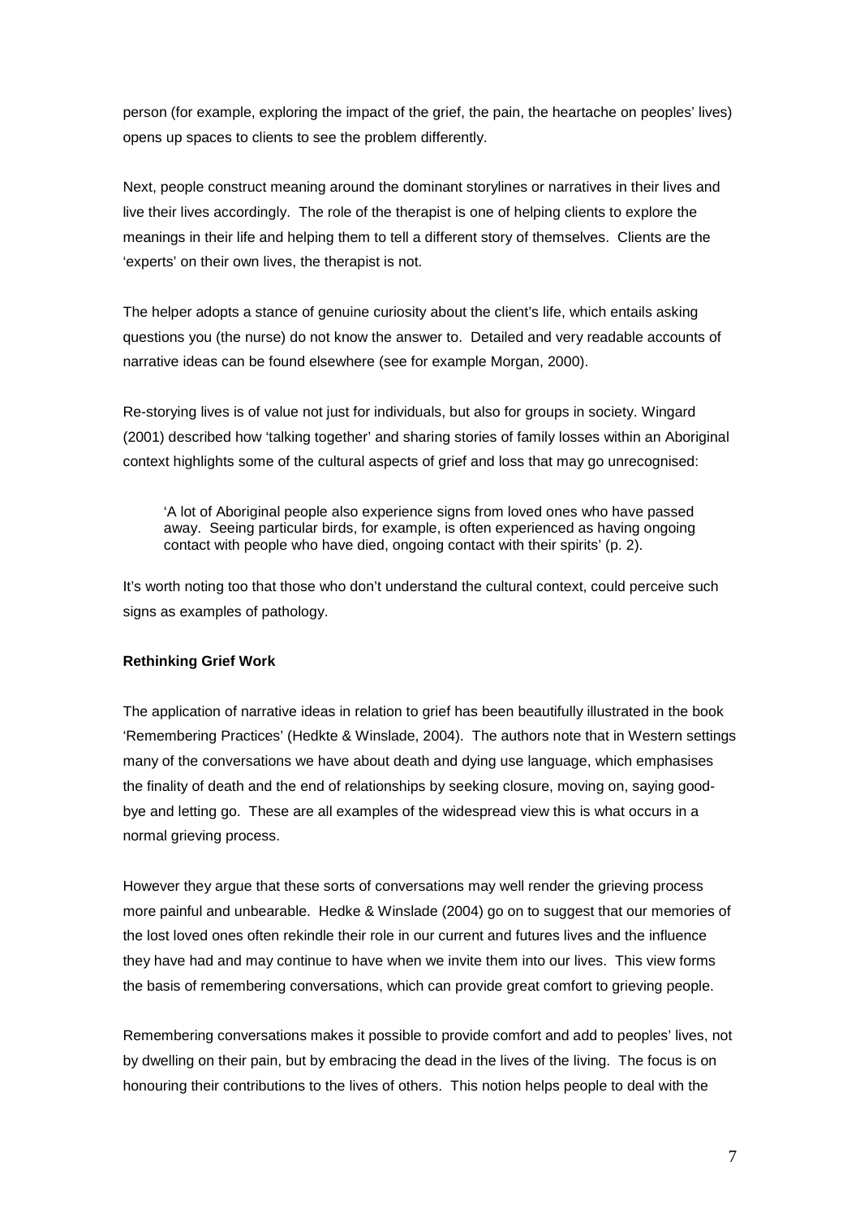person (for example, exploring the impact of the grief, the pain, the heartache on peoples' lives) opens up spaces to clients to see the problem differently.

Next, people construct meaning around the dominant storylines or narratives in their lives and live their lives accordingly. The role of the therapist is one of helping clients to explore the meanings in their life and helping them to tell a different story of themselves. Clients are the 'experts' on their own lives, the therapist is not.

The helper adopts a stance of genuine curiosity about the client's life, which entails asking questions you (the nurse) do not know the answer to. Detailed and very readable accounts of narrative ideas can be found elsewhere (see for example Morgan, 2000).

Re-storying lives is of value not just for individuals, but also for groups in society. Wingard (2001) described how 'talking together' and sharing stories of family losses within an Aboriginal context highlights some of the cultural aspects of grief and loss that may go unrecognised:

> 'A lot of Aboriginal people also experience signs from loved ones who have passed away. Seeing particular birds, for example, is often experienced as having ongoing contact with people who have died, ongoing contact with their spirits' (p. 2).

It's worth noting too that those who don't understand the cultural context, could perceive such signs as examples of pathology.

**Rethinking Grief Work**

The application of narrative ideas in relation to grief has been beautifully illustrated in the book 'Remembering Practices' (Hedkte & Winslade, 2004). The authors note that in Western settings many of the conversations we have about death and dying use language, which emphasises the finality of death and the end of relationships by seeking closure, moving on, saying good-bye and letting go. These are all examples of the widespread view this is what occurs in a normal grieving process.

However they argue that these sorts of conversations may well render the grieving process more painful and unbearable. Hedke & Winslade (2004) go on to suggest that our memories of the lost loved ones often rekindle their role in our current and futures lives and the influence they have had and may continue to have when we invite them into our lives. This view forms the basis of remembering conversations, which can provide great comfort to grieving people.

Remembering conversations makes it possible to provide comfort and add to peoples' lives, not by dwelling on their pain, but by embracing the dead in the lives of the living. The focus is on honouring their contributions to the lives of others. This notion helps people to deal with the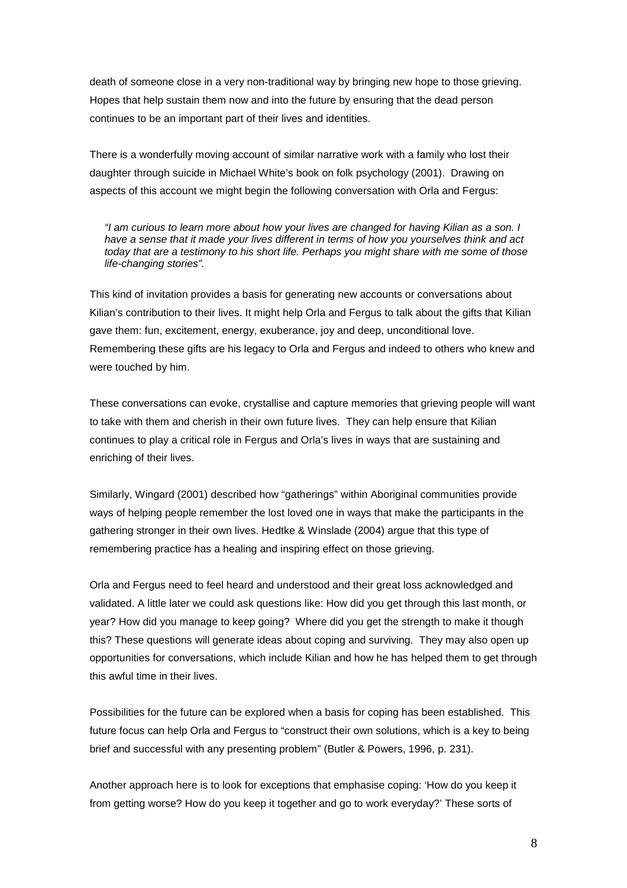death of someone close in a very non-traditional way by bringing new hope to those grieving. Hopes that help sustain them now and into the future by ensuring that the dead person continues to be an important part of their lives and identities.

There is a wonderfully moving account of similar narrative work with a family who lost their daughter through suicide in Michael White's book on folk psychology (2001). Drawing on aspects of this account we might begin the following conversation with Orla and Fergus:

> *"I am curious to learn more about how your lives are changed for having Kilian as a son. I have a sense that it made your lives different in terms of how you yourselves think and act today that are a testimony to his short life. Perhaps you might share with me some of those life-changing stories".*

This kind of invitation provides a basis for generating new accounts or conversations about Kilian's contribution to their lives. It might help Orla and Fergus to talk about the gifts that Kilian gave them: fun, excitement, energy, exuberance, joy and deep, unconditional love. Remembering these gifts are his legacy to Orla and Fergus and indeed to others who knew and were touched by him.

These conversations can evoke, crystallise and capture memories that grieving people will want to take with them and cherish in their own future lives. They can help ensure that Kilian continues to play a critical role in Fergus and Orla's lives in ways that are sustaining and enriching of their lives.

Similarly, Wingard (2001) described how "gatherings" within Aboriginal communities provide ways of helping people remember the lost loved one in ways that make the participants in the gathering stronger in their own lives. Hedtke & Winslade (2004) argue that this type of remembering practice has a healing and inspiring effect on those grieving.

Orla and Fergus need to feel heard and understood and their great loss acknowledged and validated. A little later we could ask questions like: How did you get through this last month, or year? How did you manage to keep going? Where did you get the strength to make it though this? These questions will generate ideas about coping and surviving. They may also open up opportunities for conversations, which include Kilian and how he has helped them to get through this awful time in their lives.

Possibilities for the future can be explored when a basis for coping has been established. This future focus can help Orla and Fergus to "construct their own solutions, which is a key to being brief and successful with any presenting problem" (Butler & Powers, 1996, p. 231).

Another approach here is to look for exceptions that emphasise coping: 'How do you keep it from getting worse? How do you keep it together and go to work everyday?' These sorts of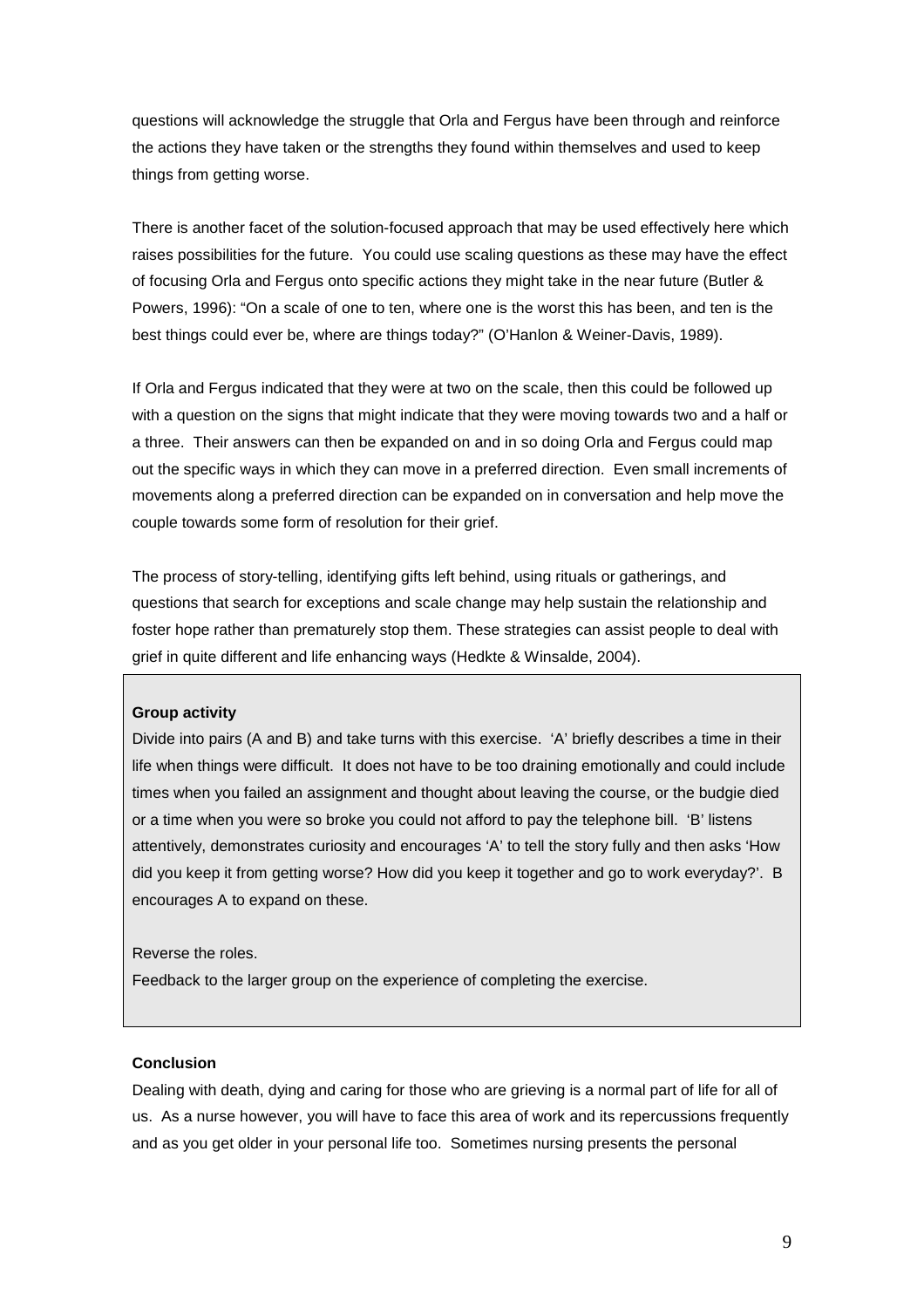questions will acknowledge the struggle that Orla and Fergus have been through and reinforce the actions they have taken or the strengths they found within themselves and used to keep things from getting worse.

There is another facet of the solution-focused approach that may be used effectively here which raises possibilities for the future. You could use scaling questions as these may have the effect of focusing Orla and Fergus onto specific actions they might take in the near future (Butler & Powers, 1996): "On a scale of one to ten, where one is the worst this has been, and ten is the best things could ever be, where are things today?" (O'Hanlon & Weiner-Davis, 1989).

If Orla and Fergus indicated that they were at two on the scale, then this could be followed up with a question on the signs that might indicate that they were moving towards two and a half or a three. Their answers can then be expanded on and in so doing Orla and Fergus could map out the specific ways in which they can move in a preferred direction. Even small increments of movements along a preferred direction can be expanded on in conversation and help move the couple towards some form of resolution for their grief.

The process of story-telling, identifying gifts left behind, using rituals or gatherings, and questions that search for exceptions and scale change may help sustain the relationship and foster hope rather than prematurely stop them. These strategies can assist people to deal with grief in quite different and life enhancing ways (Hedkte & Winsalde, 2004).

**Group activity**

Divide into pairs (A and B) and take turns with this exercise. 'A' briefly describes a time in their life when things were difficult. It does not have to be too draining emotionally and could include times when you failed an assignment and thought about leaving the course, or the budgie died or a time when you were so broke you could not afford to pay the telephone bill. 'B' listens attentively, demonstrates curiosity and encourages 'A' to tell the story fully and then asks 'How did you keep it from getting worse? How did you keep it together and go to work everyday?'. B encourages A to expand on these.

Reverse the roles.

Feedback to the larger group on the experience of completing the exercise.

**Conclusion**

Dealing with death, dying and caring for those who are grieving is a normal part of life for all of us. As a nurse however, you will have to face this area of work and its repercussions frequently and as you get older in your personal life too. Sometimes nursing presents the personal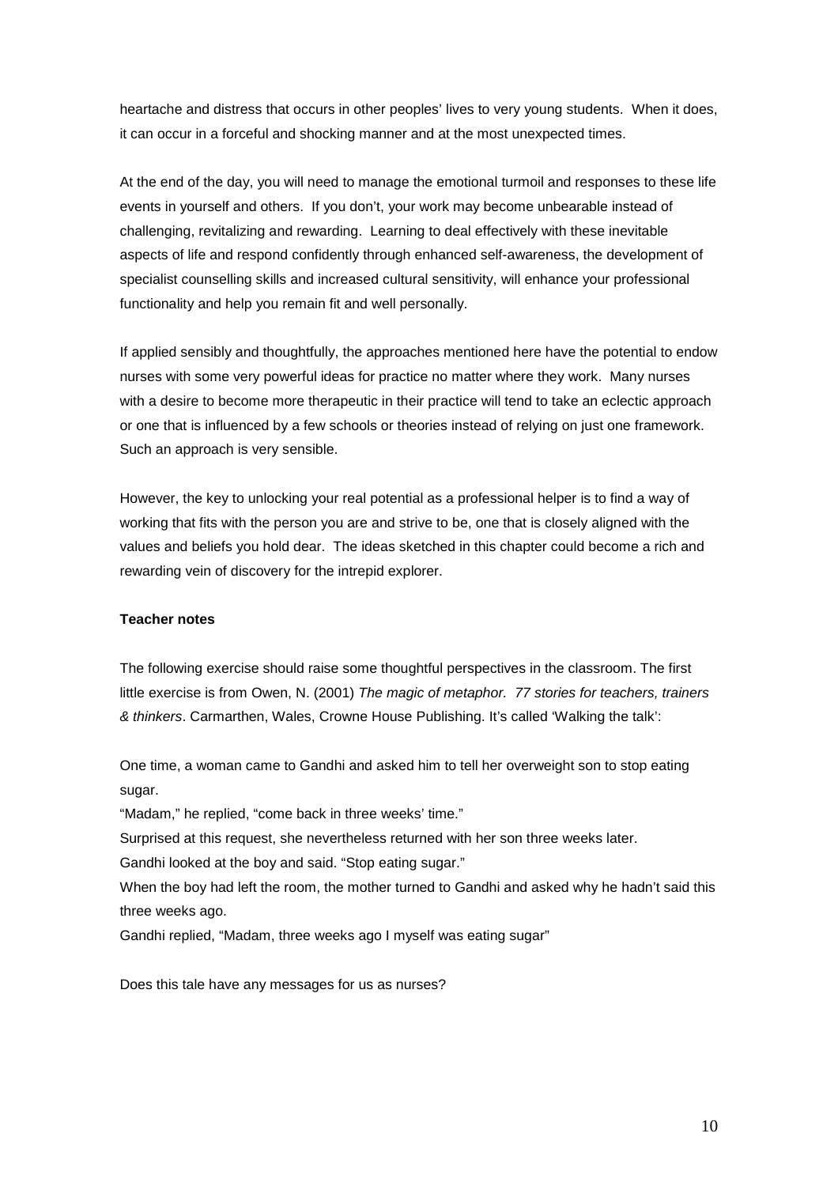heartache and distress that occurs in other peoples' lives to very young students. When it does, it can occur in a forceful and shocking manner and at the most unexpected times.

At the end of the day, you will need to manage the emotional turmoil and responses to these life events in yourself and others. If you don't, your work may become unbearable instead of challenging, revitalizing and rewarding. Learning to deal effectively with these inevitable aspects of life and respond confidently through enhanced self-awareness, the development of specialist counselling skills and increased cultural sensitivity, will enhance your professional functionality and help you remain fit and well personally.

If applied sensibly and thoughtfully, the approaches mentioned here have the potential to endow nurses with some very powerful ideas for practice no matter where they work. Many nurses with a desire to become more therapeutic in their practice will tend to take an eclectic approach or one that is influenced by a few schools or theories instead of relying on just one framework. Such an approach is very sensible.

However, the key to unlocking your real potential as a professional helper is to find a way of working that fits with the person you are and strive to be, one that is closely aligned with the values and beliefs you hold dear. The ideas sketched in this chapter could become a rich and rewarding vein of discovery for the intrepid explorer.

**Teacher notes**

The following exercise should raise some thoughtful perspectives in the classroom. The first little exercise is from Owen, N. (2001) *The magic of metaphor. 77 stories for teachers, trainers & thinkers*. Carmarthen, Wales, Crowne House Publishing. It's called 'Walking the talk':

One time, a woman came to Gandhi and asked him to tell her overweight son to stop eating sugar.

"Madam," he replied, "come back in three weeks' time."

Surprised at this request, she nevertheless returned with her son three weeks later.

Gandhi looked at the boy and said. "Stop eating sugar."

When the boy had left the room, the mother turned to Gandhi and asked why he hadn't said this three weeks ago.

Gandhi replied, "Madam, three weeks ago I myself was eating sugar"

Does this tale have any messages for us as nurses?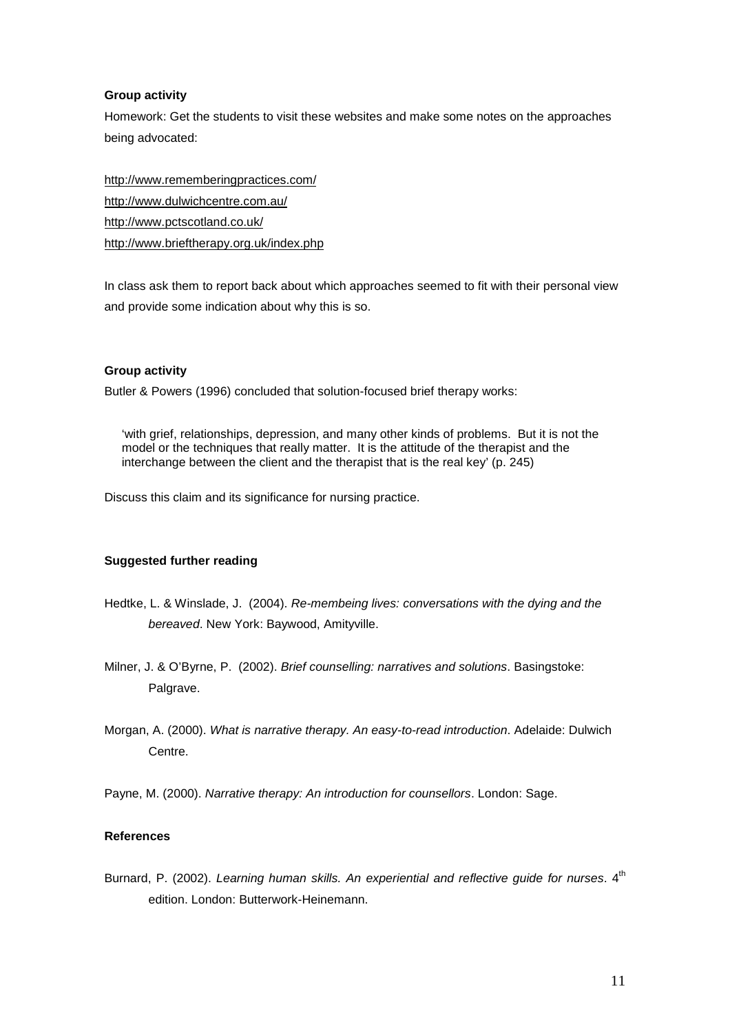**Group activity**

Homework: Get the students to visit these websites and make some notes on the approaches being advocated:

http://www.rememberingpractices.com/
http://www.dulwichcentre.com.au/
http://www.pctscotland.co.uk/
http://www.brieftherapy.org.uk/index.php

In class ask them to report back about which approaches seemed to fit with their personal view and provide some indication about why this is so.

**Group activity**

Butler & Powers (1996) concluded that solution-focused brief therapy works:

> 'with grief, relationships, depression, and many other kinds of problems. But it is not the model or the techniques that really matter. It is the attitude of the therapist and the interchange between the client and the therapist that is the real key' (p. 245)

Discuss this claim and its significance for nursing practice.

**Suggested further reading**

Hedtke, L. & Winslade, J. (2004). *Re-membeing lives: conversations with the dying and the bereaved*. New York: Baywood, Amityville.

Milner, J. & O'Byrne, P. (2002). *Brief counselling: narratives and solutions*. Basingstoke: Palgrave.

Morgan, A. (2000). *What is narrative therapy. An easy-to-read introduction*. Adelaide: Dulwich Centre.

Payne, M. (2000). *Narrative therapy: An introduction for counsellors*. London: Sage.

**References**

Burnard, P. (2002). *Learning human skills. An experiential and reflective guide for nurses*. 4th edition. London: Butterwork-Heinemann.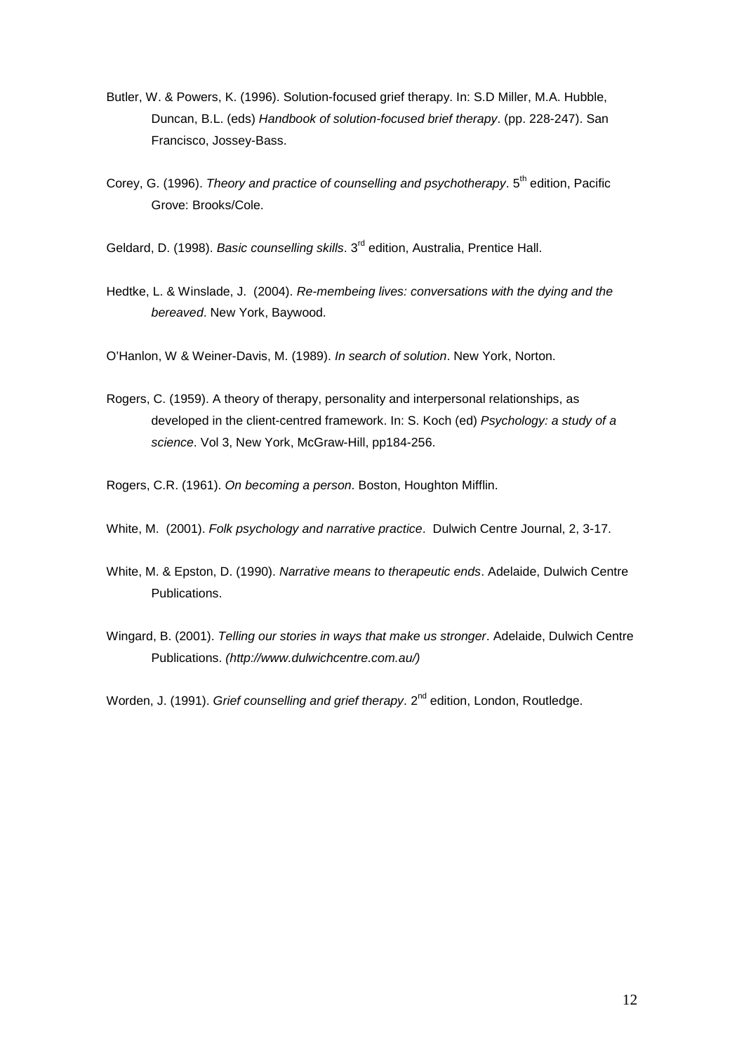Butler, W. & Powers, K. (1996). Solution-focused grief therapy. In: S.D Miller, M.A. Hubble, Duncan, B.L. (eds) *Handbook of solution-focused brief therapy*. (pp. 228-247). San Francisco, Jossey-Bass.

Corey, G. (1996). *Theory and practice of counselling and psychotherapy*. 5th edition, Pacific Grove: Brooks/Cole.

Geldard, D. (1998). *Basic counselling skills*. 3rd edition, Australia, Prentice Hall.

Hedtke, L. & Winslade, J. (2004). *Re-membeing lives: conversations with the dying and the bereaved*. New York, Baywood.

O'Hanlon, W & Weiner-Davis, M. (1989). *In search of solution*. New York, Norton.

Rogers, C. (1959). A theory of therapy, personality and interpersonal relationships, as developed in the client-centred framework. In: S. Koch (ed) *Psychology: a study of a science*. Vol 3, New York, McGraw-Hill, pp184-256.

Rogers, C.R. (1961). *On becoming a person*. Boston, Houghton Mifflin.

White, M. (2001). *Folk psychology and narrative practice*. Dulwich Centre Journal, 2, 3-17.

White, M. & Epston, D. (1990). *Narrative means to therapeutic ends*. Adelaide, Dulwich Centre Publications.

Wingard, B. (2001). *Telling our stories in ways that make us stronger*. Adelaide, Dulwich Centre Publications. *(http://www.dulwichcentre.com.au/)*

Worden, J. (1991). *Grief counselling and grief therapy*. 2nd edition, London, Routledge.